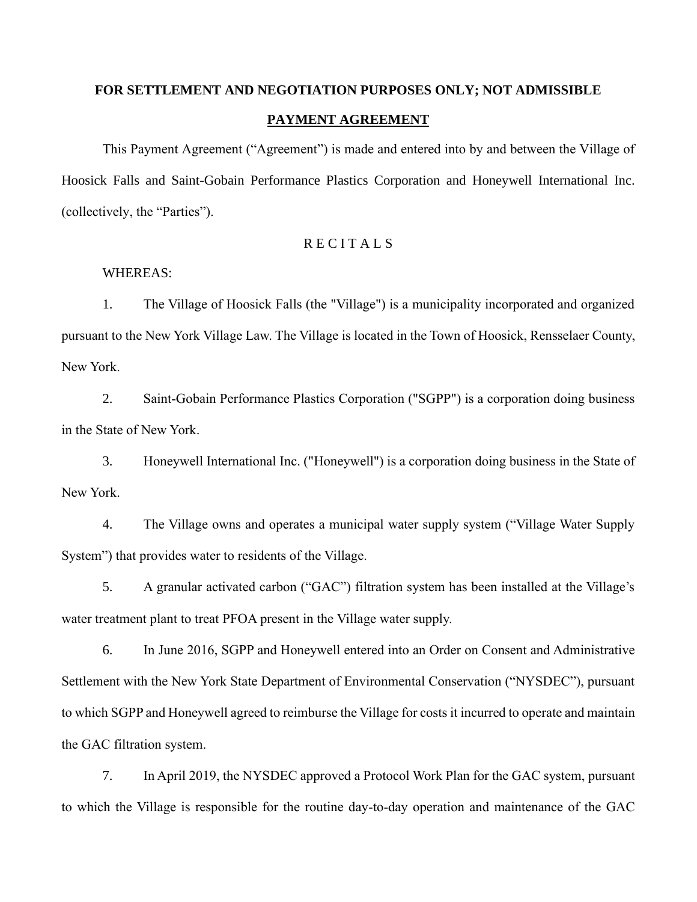**FOR SETTLEMENT AND NEGOTIATION PURPOSES ONLY; NOT ADMISSIBLE**

# PAYMENT AGREEMENT

This Payment Agreement ("Agreement") is made and entered into by and between the Village of Hoosick Falls and Saint-Gobain Performance Plastics Corporation and Honeywell International Inc. (collectively, the "Parties").

## R E C I T A L S

WHEREAS:

1. The Village of Hoosick Falls (the "Village") is a municipality incorporated and organized pursuant to the New York Village Law. The Village is located in the Town of Hoosick, Rensselaer County, New York.

2. Saint-Gobain Performance Plastics Corporation ("SGPP") is a corporation doing business in the State of New York.

3. Honeywell International Inc. ("Honeywell") is a corporation doing business in the State of New York.

4. The Village owns and operates a municipal water supply system ("Village Water Supply System") that provides water to residents of the Village.

5. A granular activated carbon ("GAC") filtration system has been installed at the Village's water treatment plant to treat PFOA present in the Village water supply.

6. In June 2016, SGPP and Honeywell entered into an Order on Consent and Administrative Settlement with the New York State Department of Environmental Conservation ("NYSDEC"), pursuant to which SGPP and Honeywell agreed to reimburse the Village for costs it incurred to operate and maintain the GAC filtration system.

7. In April 2019, the NYSDEC approved a Protocol Work Plan for the GAC system, pursuant to which the Village is responsible for the routine day-to-day operation and maintenance of the GAC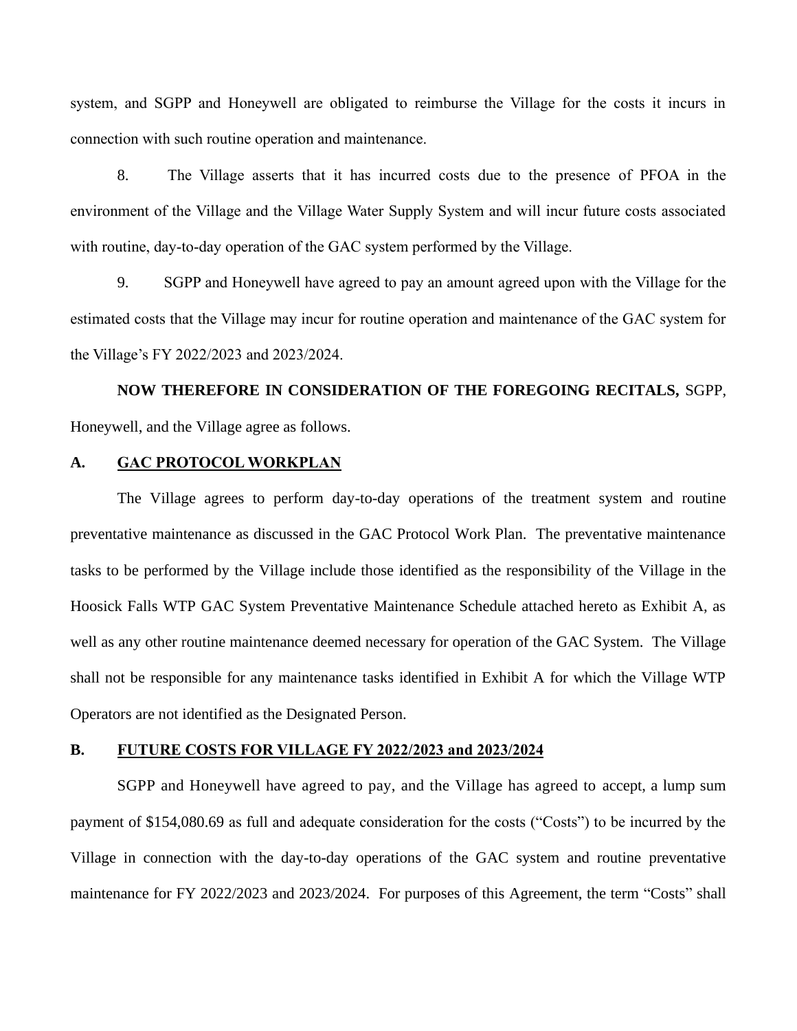system, and SGPP and Honeywell are obligated to reimburse the Village for the costs it incurs in connection with such routine operation and maintenance.

8. The Village asserts that it has incurred costs due to the presence of PFOA in the environment of the Village and the Village Water Supply System and will incur future costs associated with routine, day-to-day operation of the GAC system performed by the Village.

9. SGPP and Honeywell have agreed to pay an amount agreed upon with the Village for the estimated costs that the Village may incur for routine operation and maintenance of the GAC system for the Village's FY 2022/2023 and 2023/2024.

**NOW THEREFORE IN CONSIDERATION OF THE FOREGOING RECITALS,** SGPP, Honeywell, and the Village agree as follows.

## A. GAC PROTOCOL WORKPLAN

The Village agrees to perform day-to-day operations of the treatment system and routine preventative maintenance as discussed in the GAC Protocol Work Plan. The preventative maintenance tasks to be performed by the Village include those identified as the responsibility of the Village in the Hoosick Falls WTP GAC System Preventative Maintenance Schedule attached hereto as Exhibit A, as well as any other routine maintenance deemed necessary for operation of the GAC System. The Village shall not be responsible for any maintenance tasks identified in Exhibit A for which the Village WTP Operators are not identified as the Designated Person.

## B. FUTURE COSTS FOR VILLAGE FY 2022/2023 and 2023/2024

SGPP and Honeywell have agreed to pay, and the Village has agreed to accept, a lump sum payment of $154,080.69 as full and adequate consideration for the costs ("Costs") to be incurred by the Village in connection with the day-to-day operations of the GAC system and routine preventative maintenance for FY 2022/2023 and 2023/2024. For purposes of this Agreement, the term "Costs" shall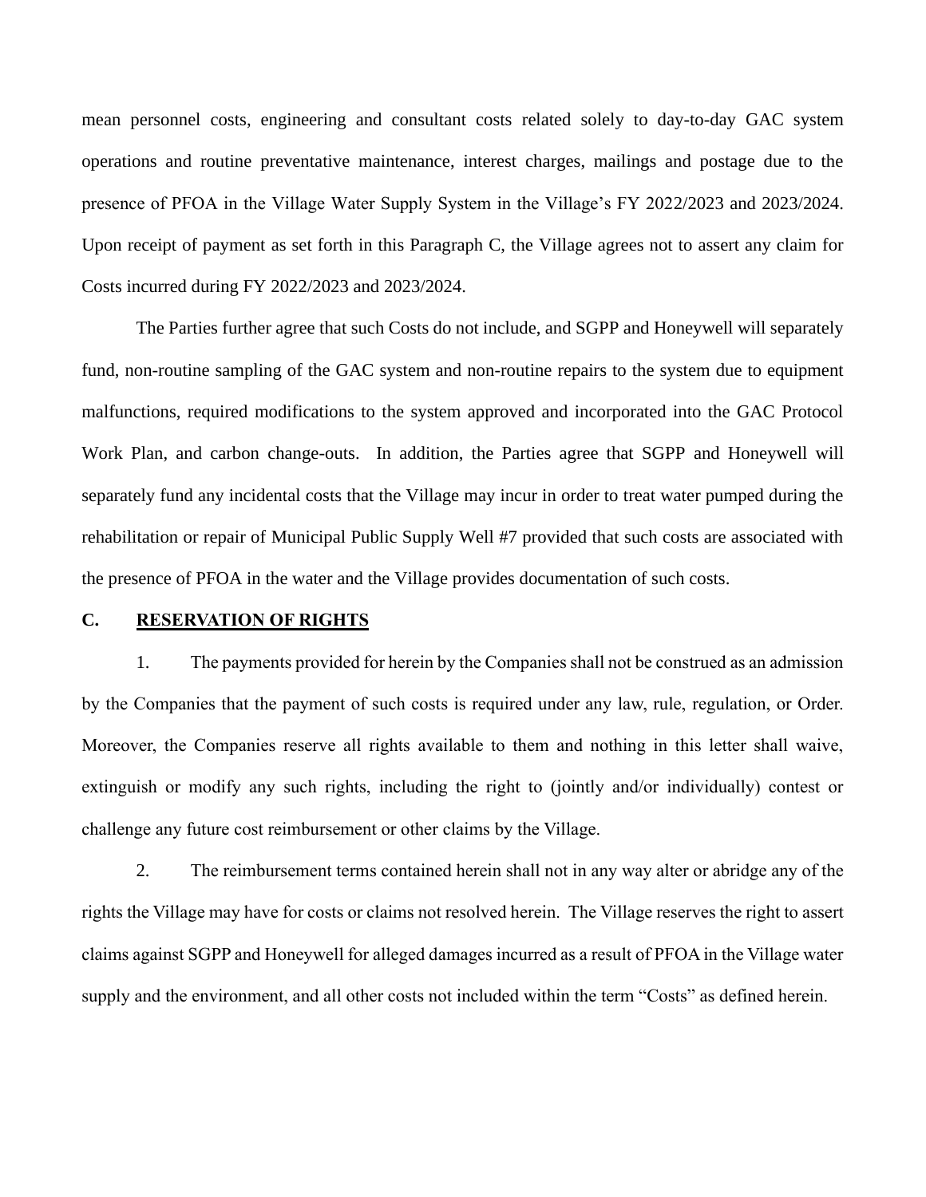mean personnel costs, engineering and consultant costs related solely to day-to-day GAC system operations and routine preventative maintenance, interest charges, mailings and postage due to the presence of PFOA in the Village Water Supply System in the Village's FY 2022/2023 and 2023/2024. Upon receipt of payment as set forth in this Paragraph C, the Village agrees not to assert any claim for Costs incurred during FY 2022/2023 and 2023/2024.

The Parties further agree that such Costs do not include, and SGPP and Honeywell will separately fund, non-routine sampling of the GAC system and non-routine repairs to the system due to equipment malfunctions, required modifications to the system approved and incorporated into the GAC Protocol Work Plan, and carbon change-outs. In addition, the Parties agree that SGPP and Honeywell will separately fund any incidental costs that the Village may incur in order to treat water pumped during the rehabilitation or repair of Municipal Public Supply Well #7 provided that such costs are associated with the presence of PFOA in the water and the Village provides documentation of such costs.

## C. <u>RESERVATION OF RIGHTS</u>

1. The payments provided for herein by the Companies shall not be construed as an admission by the Companies that the payment of such costs is required under any law, rule, regulation, or Order. Moreover, the Companies reserve all rights available to them and nothing in this letter shall waive, extinguish or modify any such rights, including the right to (jointly and/or individually) contest or challenge any future cost reimbursement or other claims by the Village.

2. The reimbursement terms contained herein shall not in any way alter or abridge any of the rights the Village may have for costs or claims not resolved herein. The Village reserves the right to assert claims against SGPP and Honeywell for alleged damages incurred as a result of PFOA in the Village water supply and the environment, and all other costs not included within the term "Costs" as defined herein.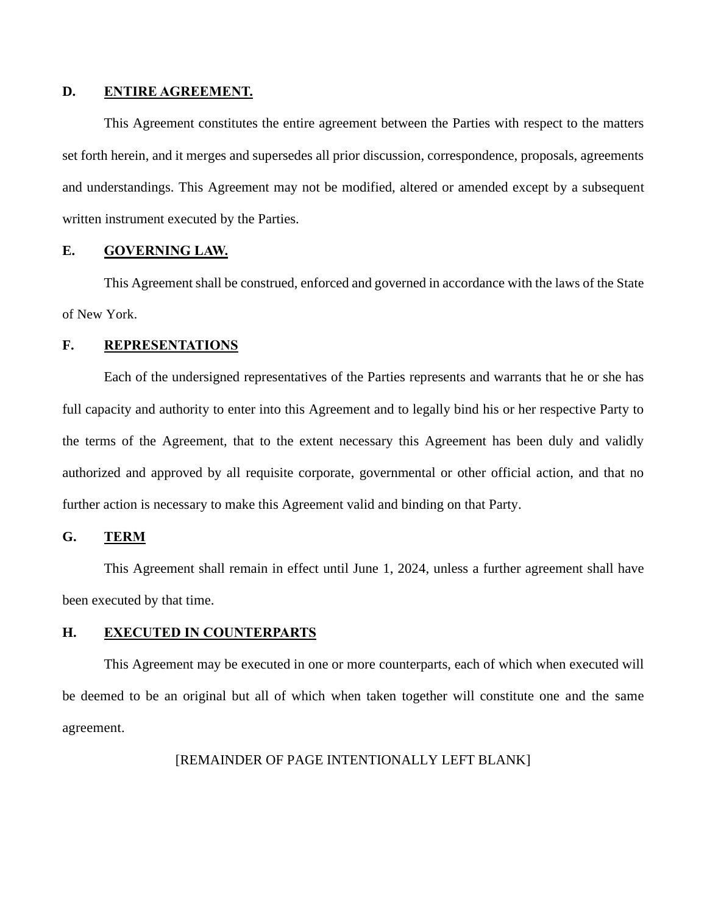**D. ENTIRE AGREEMENT.**

This Agreement constitutes the entire agreement between the Parties with respect to the matters set forth herein, and it merges and supersedes all prior discussion, correspondence, proposals, agreements and understandings. This Agreement may not be modified, altered or amended except by a subsequent written instrument executed by the Parties.

**E. GOVERNING LAW.**

This Agreement shall be construed, enforced and governed in accordance with the laws of the State of New York.

**F. REPRESENTATIONS**

Each of the undersigned representatives of the Parties represents and warrants that he or she has full capacity and authority to enter into this Agreement and to legally bind his or her respective Party to the terms of the Agreement, that to the extent necessary this Agreement has been duly and validly authorized and approved by all requisite corporate, governmental or other official action, and that no further action is necessary to make this Agreement valid and binding on that Party.

**G. TERM**

This Agreement shall remain in effect until June 1, 2024, unless a further agreement shall have been executed by that time.

**H. EXECUTED IN COUNTERPARTS**

This Agreement may be executed in one or more counterparts, each of which when executed will be deemed to be an original but all of which when taken together will constitute one and the same agreement.

[REMAINDER OF PAGE INTENTIONALLY LEFT BLANK]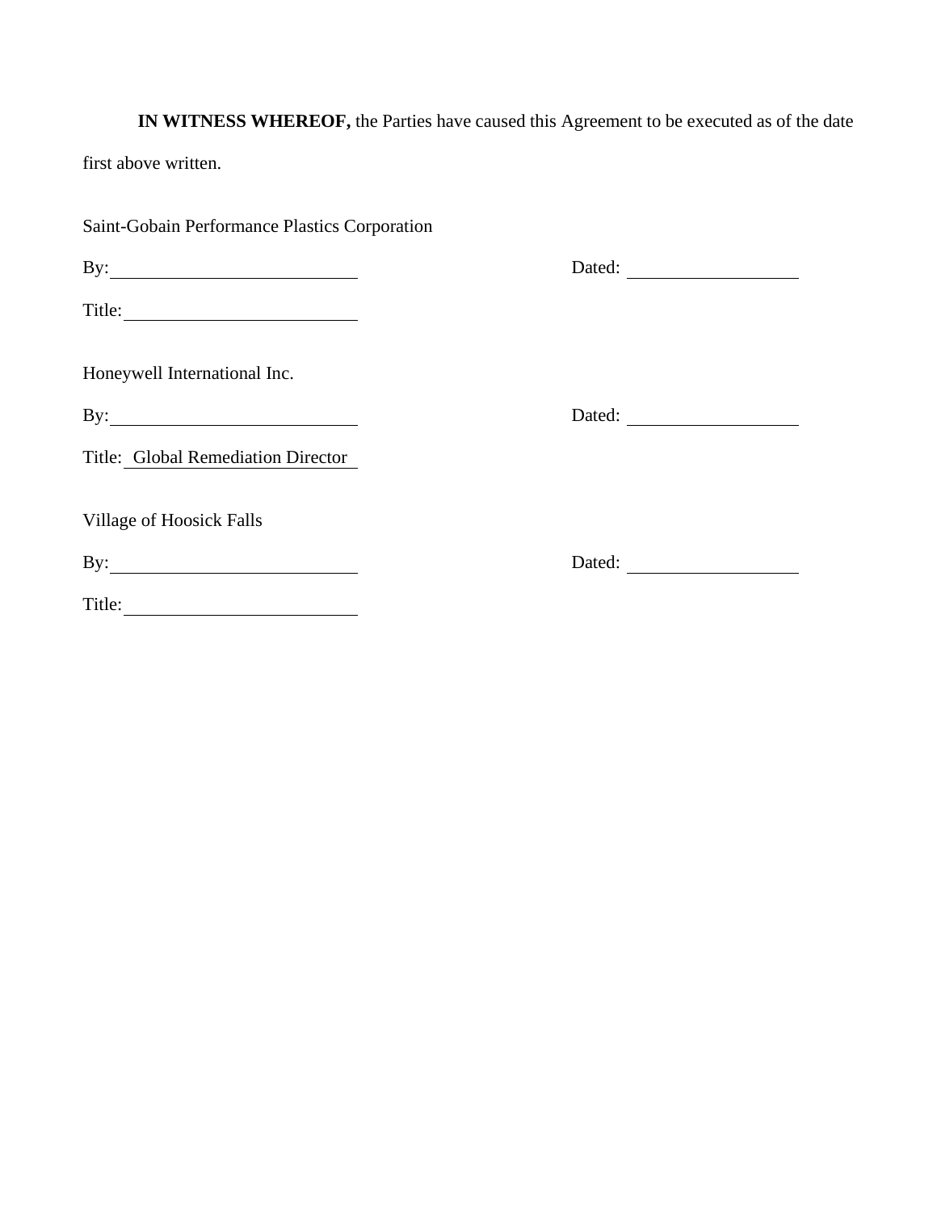**IN WITNESS WHEREOF,** the Parties have caused this Agreement to be executed as of the date first above written.

Saint-Gobain Performance Plastics Corporation

By: \_\_\_\_\_\_\_\_\_\_\_\_\_\_\_\_\_\_\_\_\_\_\_\_\_\_ Dated: \_\_\_\_\_\_\_\_\_\_\_\_\_\_\_\_\_\_

Title: \_\_\_\_\_\_\_\_\_\_\_\_\_\_\_\_\_\_\_\_\_\_\_\_\_\_

Honeywell International Inc.

By: \_\_\_\_\_\_\_\_\_\_\_\_\_\_\_\_\_\_\_\_\_\_\_\_\_\_ Dated: \_\_\_\_\_\_\_\_\_\_\_\_\_\_\_\_\_\_

Title: Global Remediation Director

Village of Hoosick Falls

By: \_\_\_\_\_\_\_\_\_\_\_\_\_\_\_\_\_\_\_\_\_\_\_\_\_\_ Dated: \_\_\_\_\_\_\_\_\_\_\_\_\_\_\_\_\_\_

Title: \_\_\_\_\_\_\_\_\_\_\_\_\_\_\_\_\_\_\_\_\_\_\_\_\_\_